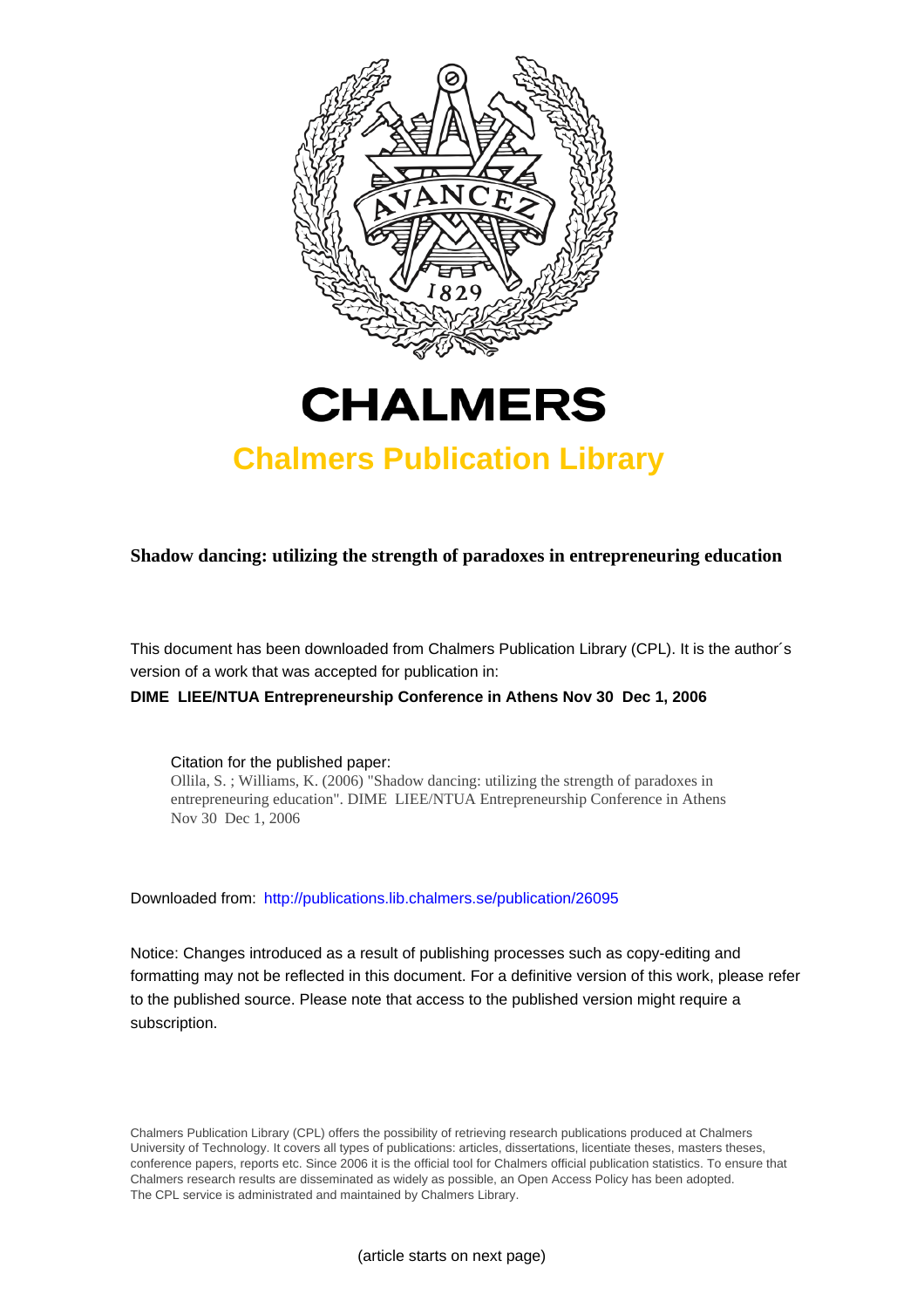# CHALMERS

## Chalmers Publication Library

**Shadow dancing: utilizing the strength of paradoxes in entrepreneuring education**

This document has been downloaded from Chalmers Publication Library (CPL). It is the author´s version of a work that was accepted for publication in:

**DIME LIEE/NTUA Entrepreneurship Conference in Athens Nov 30 Dec 1, 2006**

Citation for the published paper:
Ollila, S. ; Williams, K. (2006) "Shadow dancing: utilizing the strength of paradoxes in entrepreneuring education". DIME LIEE/NTUA Entrepreneurship Conference in Athens Nov 30 Dec 1, 2006

Downloaded from: http://publications.lib.chalmers.se/publication/26095

Notice: Changes introduced as a result of publishing processes such as copy-editing and formatting may not be reflected in this document. For a definitive version of this work, please refer to the published source. Please note that access to the published version might require a subscription.

Chalmers Publication Library (CPL) offers the possibility of retrieving research publications produced at Chalmers University of Technology. It covers all types of publications: articles, dissertations, licentiate theses, masters theses, conference papers, reports etc. Since 2006 it is the official tool for Chalmers official publication statistics. To ensure that Chalmers research results are disseminated as widely as possible, an Open Access Policy has been adopted. The CPL service is administrated and maintained by Chalmers Library.

(article starts on next page)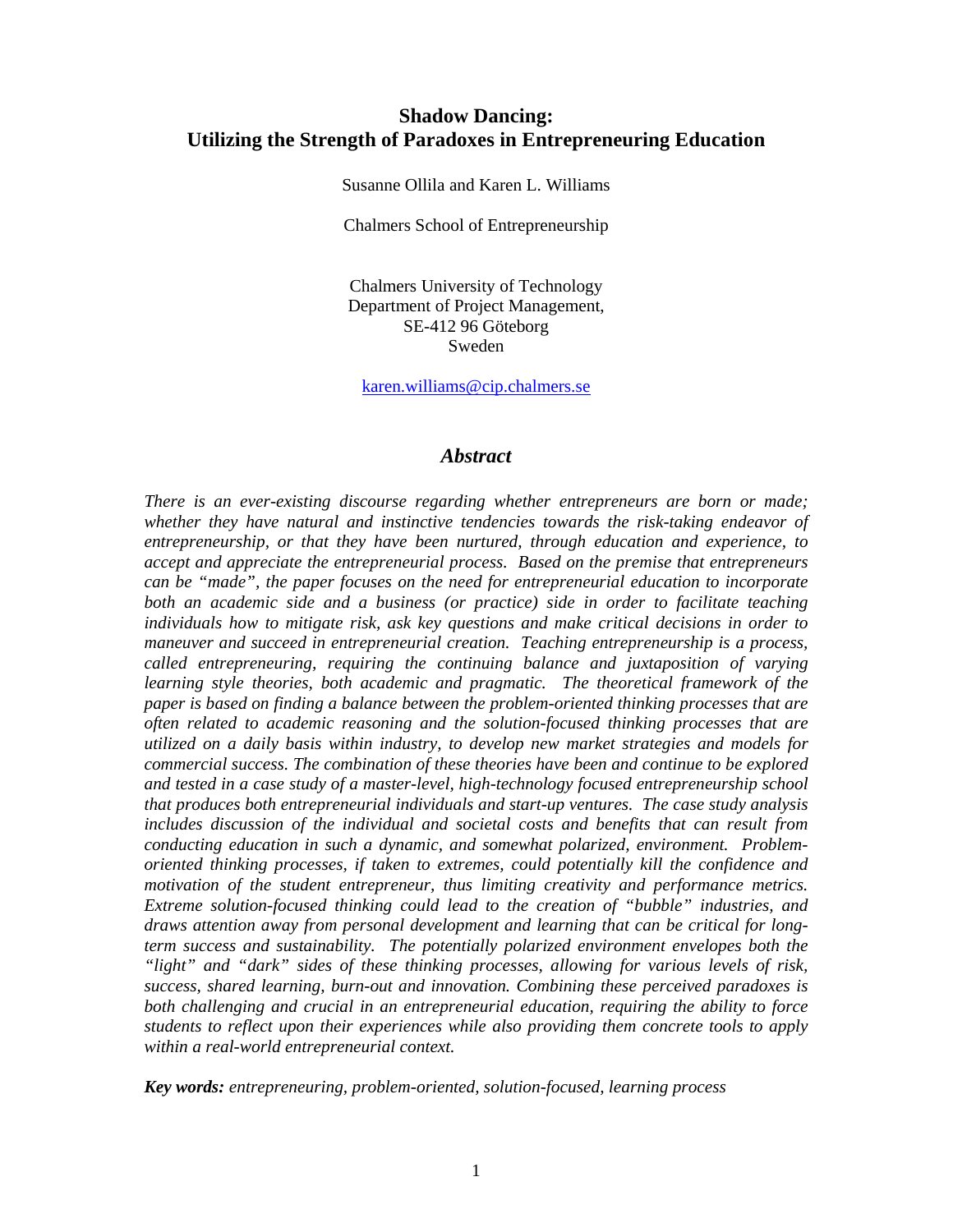# Shadow Dancing:
# Utilizing the Strength of Paradoxes in Entrepreneuring Education

Susanne Ollila and Karen L. Williams

Chalmers School of Entrepreneurship

Chalmers University of Technology
Department of Project Management,
SE-412 96 Göteborg
Sweden

karen.williams@cip.chalmers.se

## *Abstract*

*There is an ever-existing discourse regarding whether entrepreneurs are born or made; whether they have natural and instinctive tendencies towards the risk-taking endeavor of entrepreneurship, or that they have been nurtured, through education and experience, to accept and appreciate the entrepreneurial process. Based on the premise that entrepreneurs can be "made", the paper focuses on the need for entrepreneurial education to incorporate both an academic side and a business (or practice) side in order to facilitate teaching individuals how to mitigate risk, ask key questions and make critical decisions in order to maneuver and succeed in entrepreneurial creation. Teaching entrepreneurship is a process, called entrepreneuring, requiring the continuing balance and juxtaposition of varying learning style theories, both academic and pragmatic. The theoretical framework of the paper is based on finding a balance between the problem-oriented thinking processes that are often related to academic reasoning and the solution-focused thinking processes that are utilized on a daily basis within industry, to develop new market strategies and models for commercial success. The combination of these theories have been and continue to be explored and tested in a case study of a master-level, high-technology focused entrepreneurship school that produces both entrepreneurial individuals and start-up ventures. The case study analysis includes discussion of the individual and societal costs and benefits that can result from conducting education in such a dynamic, and somewhat polarized, environment. Problem-oriented thinking processes, if taken to extremes, could potentially kill the confidence and motivation of the student entrepreneur, thus limiting creativity and performance metrics. Extreme solution-focused thinking could lead to the creation of "bubble" industries, and draws attention away from personal development and learning that can be critical for long-term success and sustainability. The potentially polarized environment envelopes both the "light" and "dark" sides of these thinking processes, allowing for various levels of risk, success, shared learning, burn-out and innovation. Combining these perceived paradoxes is both challenging and crucial in an entrepreneurial education, requiring the ability to force students to reflect upon their experiences while also providing them concrete tools to apply within a real-world entrepreneurial context.*

***Key words:*** *entrepreneuring, problem-oriented, solution-focused, learning process*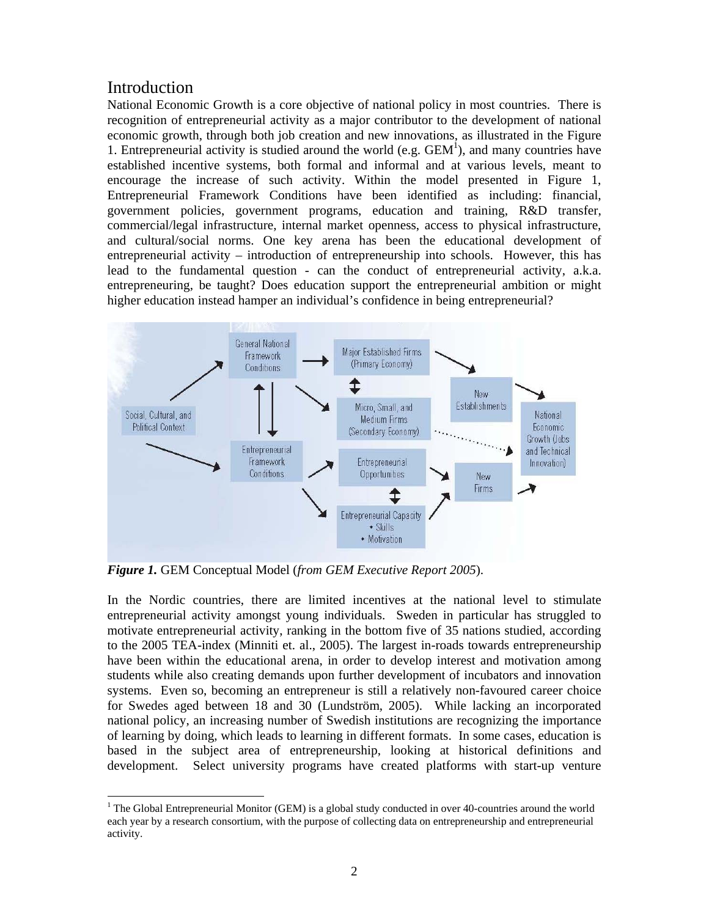# Introduction

National Economic Growth is a core objective of national policy in most countries. There is recognition of entrepreneurial activity as a major contributor to the development of national economic growth, through both job creation and new innovations, as illustrated in the Figure 1. Entrepreneurial activity is studied around the world (e.g. GEM[1]), and many countries have established incentive systems, both formal and informal and at various levels, meant to encourage the increase of such activity. Within the model presented in Figure 1, Entrepreneurial Framework Conditions have been identified as including: financial, government policies, government programs, education and training, R&D transfer, commercial/legal infrastructure, internal market openness, access to physical infrastructure, and cultural/social norms. One key arena has been the educational development of entrepreneurial activity – introduction of entrepreneurship into schools. However, this has lead to the fundamental question - can the conduct of entrepreneurial activity, a.k.a. entrepreneuring, be taught? Does education support the entrepreneurial ambition or might higher education instead hamper an individual's confidence in being entrepreneurial?

***Figure 1.*** GEM Conceptual Model (*from GEM Executive Report 2005*).

In the Nordic countries, there are limited incentives at the national level to stimulate entrepreneurial activity amongst young individuals. Sweden in particular has struggled to motivate entrepreneurial activity, ranking in the bottom five of 35 nations studied, according to the 2005 TEA-index (Minniti et. al., 2005). The largest in-roads towards entrepreneurship have been within the educational arena, in order to develop interest and motivation among students while also creating demands upon further development of incubators and innovation systems. Even so, becoming an entrepreneur is still a relatively non-favoured career choice for Swedes aged between 18 and 30 (Lundström, 2005). While lacking an incorporated national policy, an increasing number of Swedish institutions are recognizing the importance of learning by doing, which leads to learning in different formats. In some cases, education is based in the subject area of entrepreneurship, looking at historical definitions and development. Select university programs have created platforms with start-up venture

[1] The Global Entrepreneurial Monitor (GEM) is a global study conducted in over 40-countries around the world each year by a research consortium, with the purpose of collecting data on entrepreneurship and entrepreneurial activity.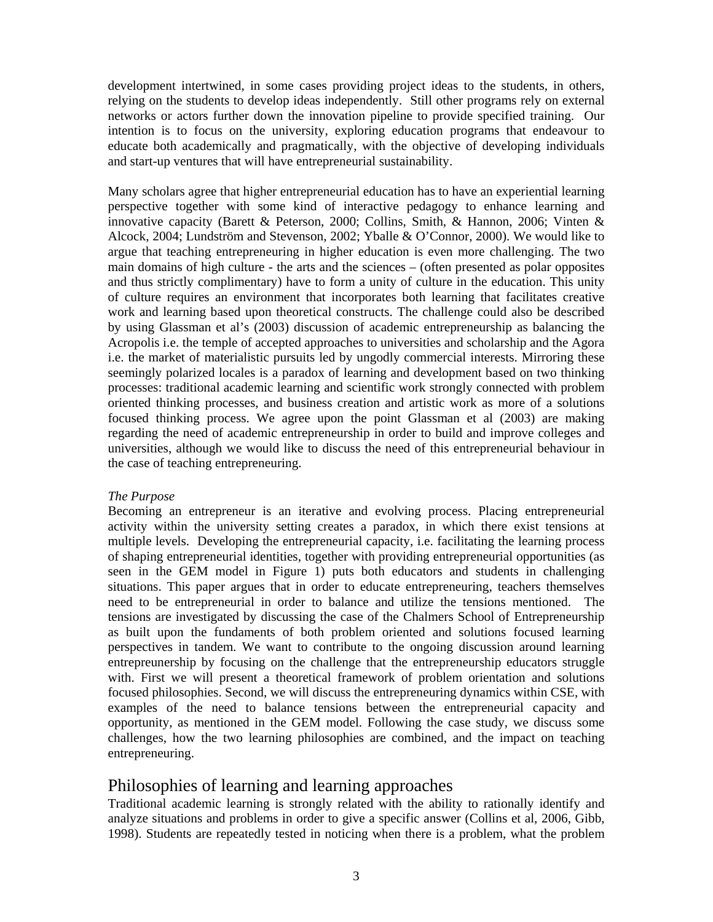development intertwined, in some cases providing project ideas to the students, in others, relying on the students to develop ideas independently. Still other programs rely on external networks or actors further down the innovation pipeline to provide specified training. Our intention is to focus on the university, exploring education programs that endeavour to educate both academically and pragmatically, with the objective of developing individuals and start-up ventures that will have entrepreneurial sustainability.

Many scholars agree that higher entrepreneurial education has to have an experiential learning perspective together with some kind of interactive pedagogy to enhance learning and innovative capacity (Barett & Peterson, 2000; Collins, Smith, & Hannon, 2006; Vinten & Alcock, 2004; Lundström and Stevenson, 2002; Yballe & O'Connor, 2000). We would like to argue that teaching entrepreneuring in higher education is even more challenging. The two main domains of high culture - the arts and the sciences – (often presented as polar opposites and thus strictly complimentary) have to form a unity of culture in the education. This unity of culture requires an environment that incorporates both learning that facilitates creative work and learning based upon theoretical constructs. The challenge could also be described by using Glassman et al's (2003) discussion of academic entrepreneurship as balancing the Acropolis i.e. the temple of accepted approaches to universities and scholarship and the Agora i.e. the market of materialistic pursuits led by ungodly commercial interests. Mirroring these seemingly polarized locales is a paradox of learning and development based on two thinking processes: traditional academic learning and scientific work strongly connected with problem oriented thinking processes, and business creation and artistic work as more of a solutions focused thinking process. We agree upon the point Glassman et al (2003) are making regarding the need of academic entrepreneurship in order to build and improve colleges and universities, although we would like to discuss the need of this entrepreneurial behaviour in the case of teaching entrepreneuring.

*The Purpose*

Becoming an entrepreneur is an iterative and evolving process. Placing entrepreneurial activity within the university setting creates a paradox, in which there exist tensions at multiple levels. Developing the entrepreneurial capacity, i.e. facilitating the learning process of shaping entrepreneurial identities, together with providing entrepreneurial opportunities (as seen in the GEM model in Figure 1) puts both educators and students in challenging situations. This paper argues that in order to educate entrepreneuring, teachers themselves need to be entrepreneurial in order to balance and utilize the tensions mentioned. The tensions are investigated by discussing the case of the Chalmers School of Entrepreneurship as built upon the fundaments of both problem oriented and solutions focused learning perspectives in tandem. We want to contribute to the ongoing discussion around learning entrepreunership by focusing on the challenge that the entrepreneurship educators struggle with. First we will present a theoretical framework of problem orientation and solutions focused philosophies. Second, we will discuss the entrepreneuring dynamics within CSE, with examples of the need to balance tensions between the entrepreneurial capacity and opportunity, as mentioned in the GEM model. Following the case study, we discuss some challenges, how the two learning philosophies are combined, and the impact on teaching entrepreneuring.

## Philosophies of learning and learning approaches

Traditional academic learning is strongly related with the ability to rationally identify and analyze situations and problems in order to give a specific answer (Collins et al, 2006, Gibb, 1998). Students are repeatedly tested in noticing when there is a problem, what the problem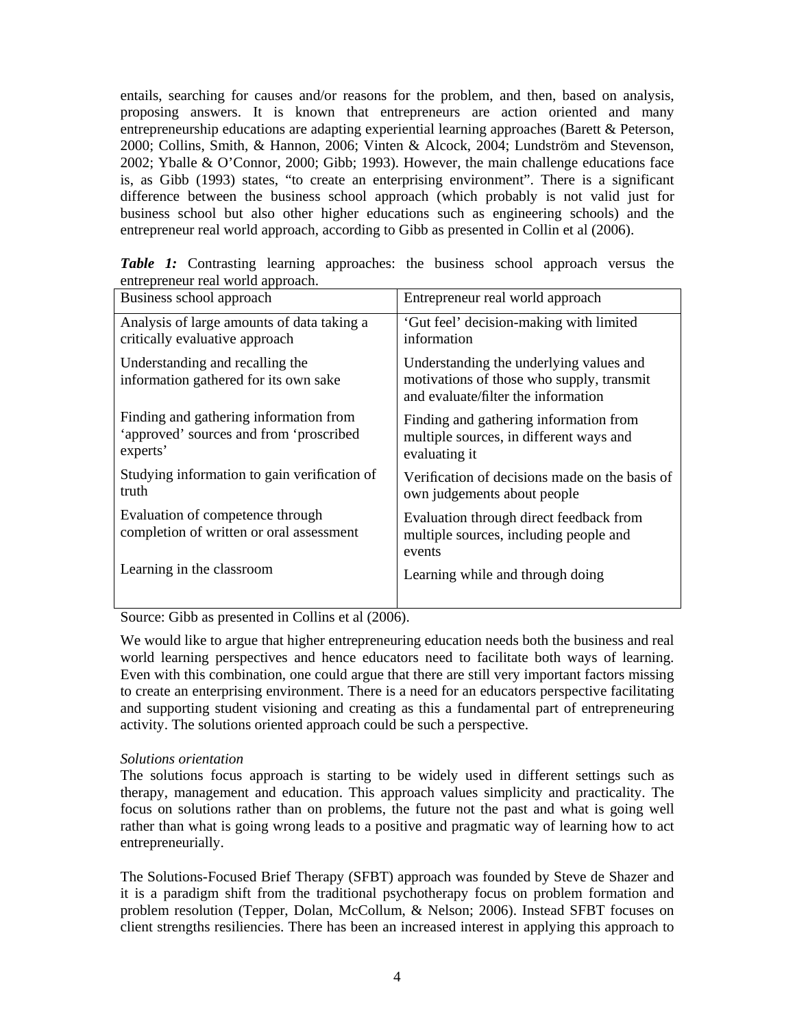entails, searching for causes and/or reasons for the problem, and then, based on analysis, proposing answers. It is known that entrepreneurs are action oriented and many entrepreneurship educations are adapting experiential learning approaches (Barett & Peterson, 2000; Collins, Smith, & Hannon, 2006; Vinten & Alcock, 2004; Lundström and Stevenson, 2002; Yballe & O'Connor, 2000; Gibb; 1993). However, the main challenge educations face is, as Gibb (1993) states, "to create an enterprising environment". There is a significant difference between the business school approach (which probably is not valid just for business school but also other higher educations such as engineering schools) and the entrepreneur real world approach, according to Gibb as presented in Collin et al (2006).

***Table 1:*** Contrasting learning approaches: the business school approach versus the entrepreneur real world approach.

| Business school approach | Entrepreneur real world approach |
|---|---|
| Analysis of large amounts of data taking a critically evaluative approach | 'Gut feel' decision-making with limited information |
| Understanding and recalling the information gathered for its own sake | Understanding the underlying values and motivations of those who supply, transmit and evaluate/filter the information |
| Finding and gathering information from 'approved' sources and from 'proscribed experts' | Finding and gathering information from multiple sources, in different ways and evaluating it |
| Studying information to gain verification of truth | Verification of decisions made on the basis of own judgements about people |
| Evaluation of competence through completion of written or oral assessment | Evaluation through direct feedback from multiple sources, including people and events |
| Learning in the classroom | Learning while and through doing |

Source: Gibb as presented in Collins et al (2006).

We would like to argue that higher entrepreneuring education needs both the business and real world learning perspectives and hence educators need to facilitate both ways of learning. Even with this combination, one could argue that there are still very important factors missing to create an enterprising environment. There is a need for an educators perspective facilitating and supporting student visioning and creating as this a fundamental part of entrepreneuring activity. The solutions oriented approach could be such a perspective.

*Solutions orientation*

The solutions focus approach is starting to be widely used in different settings such as therapy, management and education. This approach values simplicity and practicality. The focus on solutions rather than on problems, the future not the past and what is going well rather than what is going wrong leads to a positive and pragmatic way of learning how to act entrepreneurially.

The Solutions-Focused Brief Therapy (SFBT) approach was founded by Steve de Shazer and it is a paradigm shift from the traditional psychotherapy focus on problem formation and problem resolution (Tepper, Dolan, McCollum, & Nelson; 2006). Instead SFBT focuses on client strengths resiliencies. There has been an increased interest in applying this approach to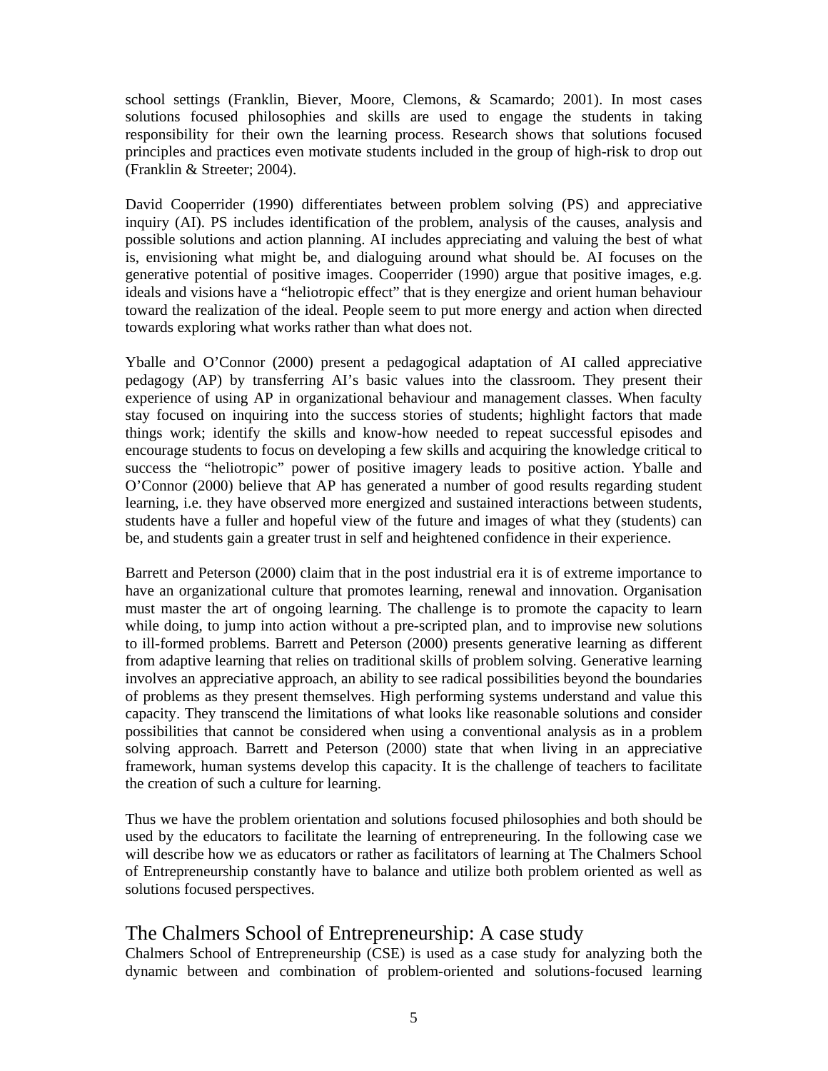school settings (Franklin, Biever, Moore, Clemons, & Scamardo; 2001). In most cases solutions focused philosophies and skills are used to engage the students in taking responsibility for their own the learning process. Research shows that solutions focused principles and practices even motivate students included in the group of high-risk to drop out (Franklin & Streeter; 2004).

David Cooperrider (1990) differentiates between problem solving (PS) and appreciative inquiry (AI). PS includes identification of the problem, analysis of the causes, analysis and possible solutions and action planning. AI includes appreciating and valuing the best of what is, envisioning what might be, and dialoguing around what should be. AI focuses on the generative potential of positive images. Cooperrider (1990) argue that positive images, e.g. ideals and visions have a "heliotropic effect" that is they energize and orient human behaviour toward the realization of the ideal. People seem to put more energy and action when directed towards exploring what works rather than what does not.

Yballe and O'Connor (2000) present a pedagogical adaptation of AI called appreciative pedagogy (AP) by transferring AI's basic values into the classroom. They present their experience of using AP in organizational behaviour and management classes. When faculty stay focused on inquiring into the success stories of students; highlight factors that made things work; identify the skills and know-how needed to repeat successful episodes and encourage students to focus on developing a few skills and acquiring the knowledge critical to success the "heliotropic" power of positive imagery leads to positive action. Yballe and O'Connor (2000) believe that AP has generated a number of good results regarding student learning, i.e. they have observed more energized and sustained interactions between students, students have a fuller and hopeful view of the future and images of what they (students) can be, and students gain a greater trust in self and heightened confidence in their experience.

Barrett and Peterson (2000) claim that in the post industrial era it is of extreme importance to have an organizational culture that promotes learning, renewal and innovation. Organisation must master the art of ongoing learning. The challenge is to promote the capacity to learn while doing, to jump into action without a pre-scripted plan, and to improvise new solutions to ill-formed problems. Barrett and Peterson (2000) presents generative learning as different from adaptive learning that relies on traditional skills of problem solving. Generative learning involves an appreciative approach, an ability to see radical possibilities beyond the boundaries of problems as they present themselves. High performing systems understand and value this capacity. They transcend the limitations of what looks like reasonable solutions and consider possibilities that cannot be considered when using a conventional analysis as in a problem solving approach. Barrett and Peterson (2000) state that when living in an appreciative framework, human systems develop this capacity. It is the challenge of teachers to facilitate the creation of such a culture for learning.

Thus we have the problem orientation and solutions focused philosophies and both should be used by the educators to facilitate the learning of entrepreneuring. In the following case we will describe how we as educators or rather as facilitators of learning at The Chalmers School of Entrepreneurship constantly have to balance and utilize both problem oriented as well as solutions focused perspectives.

## The Chalmers School of Entrepreneurship: A case study

Chalmers School of Entrepreneurship (CSE) is used as a case study for analyzing both the dynamic between and combination of problem-oriented and solutions-focused learning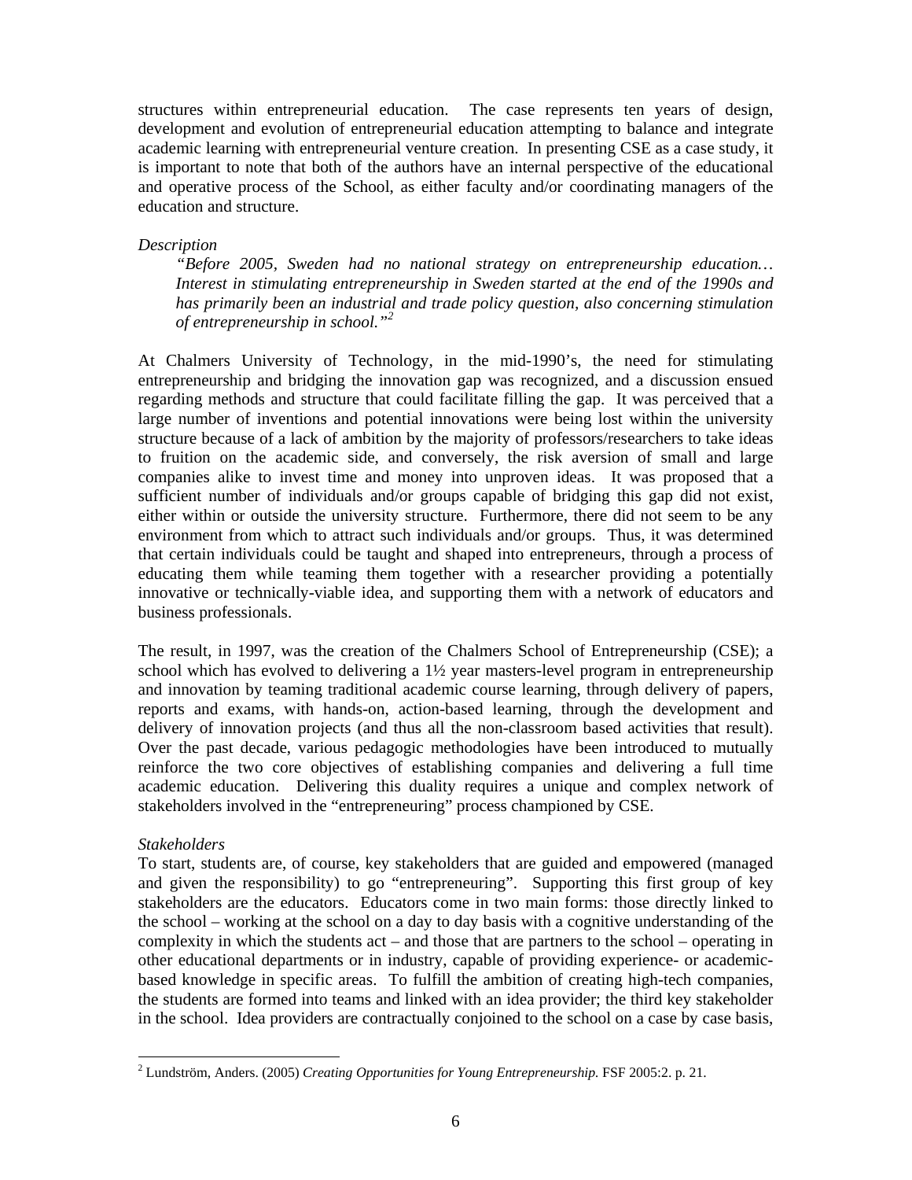structures within entrepreneurial education. The case represents ten years of design, development and evolution of entrepreneurial education attempting to balance and integrate academic learning with entrepreneurial venture creation. In presenting CSE as a case study, it is important to note that both of the authors have an internal perspective of the educational and operative process of the School, as either faculty and/or coordinating managers of the education and structure.

*Description*

> *"Before 2005, Sweden had no national strategy on entrepreneurship education… Interest in stimulating entrepreneurship in Sweden started at the end of the 1990s and has primarily been an industrial and trade policy question, also concerning stimulation of entrepreneurship in school."*[2]

At Chalmers University of Technology, in the mid-1990's, the need for stimulating entrepreneurship and bridging the innovation gap was recognized, and a discussion ensued regarding methods and structure that could facilitate filling the gap. It was perceived that a large number of inventions and potential innovations were being lost within the university structure because of a lack of ambition by the majority of professors/researchers to take ideas to fruition on the academic side, and conversely, the risk aversion of small and large companies alike to invest time and money into unproven ideas. It was proposed that a sufficient number of individuals and/or groups capable of bridging this gap did not exist, either within or outside the university structure. Furthermore, there did not seem to be any environment from which to attract such individuals and/or groups. Thus, it was determined that certain individuals could be taught and shaped into entrepreneurs, through a process of educating them while teaming them together with a researcher providing a potentially innovative or technically-viable idea, and supporting them with a network of educators and business professionals.

The result, in 1997, was the creation of the Chalmers School of Entrepreneurship (CSE); a school which has evolved to delivering a 1½ year masters-level program in entrepreneurship and innovation by teaming traditional academic course learning, through delivery of papers, reports and exams, with hands-on, action-based learning, through the development and delivery of innovation projects (and thus all the non-classroom based activities that result). Over the past decade, various pedagogic methodologies have been introduced to mutually reinforce the two core objectives of establishing companies and delivering a full time academic education. Delivering this duality requires a unique and complex network of stakeholders involved in the "entrepreneuring" process championed by CSE.

*Stakeholders*

To start, students are, of course, key stakeholders that are guided and empowered (managed and given the responsibility) to go "entrepreneuring". Supporting this first group of key stakeholders are the educators. Educators come in two main forms: those directly linked to the school – working at the school on a day to day basis with a cognitive understanding of the complexity in which the students act – and those that are partners to the school – operating in other educational departments or in industry, capable of providing experience- or academic-based knowledge in specific areas. To fulfill the ambition of creating high-tech companies, the students are formed into teams and linked with an idea provider; the third key stakeholder in the school. Idea providers are contractually conjoined to the school on a case by case basis,

[2] Lundström, Anders. (2005) *Creating Opportunities for Young Entrepreneurship.* FSF 2005:2. p. 21.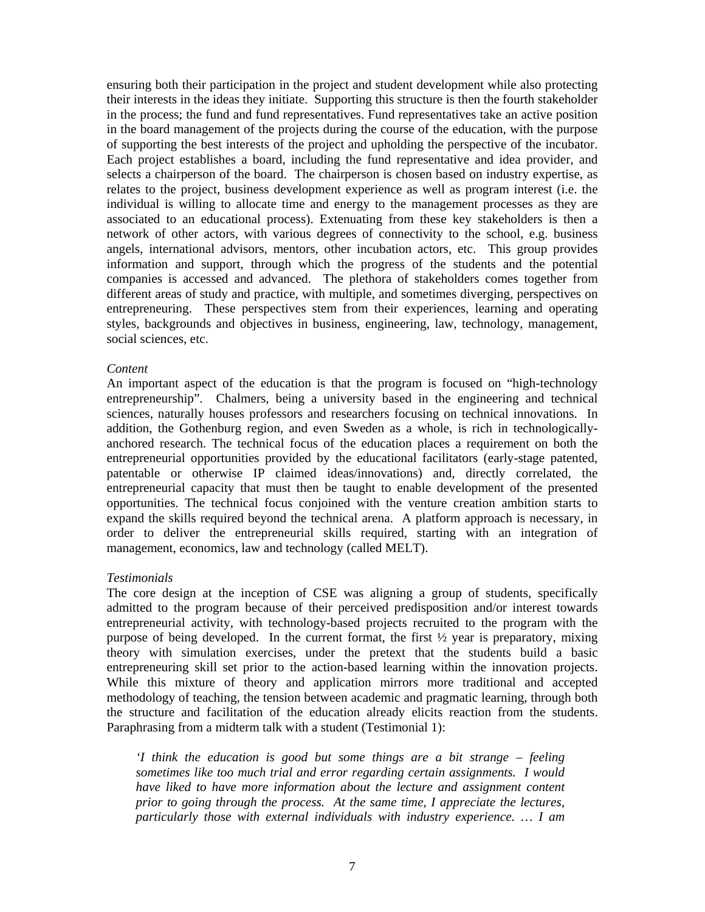ensuring both their participation in the project and student development while also protecting their interests in the ideas they initiate. Supporting this structure is then the fourth stakeholder in the process; the fund and fund representatives. Fund representatives take an active position in the board management of the projects during the course of the education, with the purpose of supporting the best interests of the project and upholding the perspective of the incubator. Each project establishes a board, including the fund representative and idea provider, and selects a chairperson of the board. The chairperson is chosen based on industry expertise, as relates to the project, business development experience as well as program interest (i.e. the individual is willing to allocate time and energy to the management processes as they are associated to an educational process). Extenuating from these key stakeholders is then a network of other actors, with various degrees of connectivity to the school, e.g. business angels, international advisors, mentors, other incubation actors, etc. This group provides information and support, through which the progress of the students and the potential companies is accessed and advanced. The plethora of stakeholders comes together from different areas of study and practice, with multiple, and sometimes diverging, perspectives on entrepreneuring. These perspectives stem from their experiences, learning and operating styles, backgrounds and objectives in business, engineering, law, technology, management, social sciences, etc.

*Content*

An important aspect of the education is that the program is focused on "high-technology entrepreneurship". Chalmers, being a university based in the engineering and technical sciences, naturally houses professors and researchers focusing on technical innovations. In addition, the Gothenburg region, and even Sweden as a whole, is rich in technologically-anchored research. The technical focus of the education places a requirement on both the entrepreneurial opportunities provided by the educational facilitators (early-stage patented, patentable or otherwise IP claimed ideas/innovations) and, directly correlated, the entrepreneurial capacity that must then be taught to enable development of the presented opportunities. The technical focus conjoined with the venture creation ambition starts to expand the skills required beyond the technical arena. A platform approach is necessary, in order to deliver the entrepreneurial skills required, starting with an integration of management, economics, law and technology (called MELT).

*Testimonials*

The core design at the inception of CSE was aligning a group of students, specifically admitted to the program because of their perceived predisposition and/or interest towards entrepreneurial activity, with technology-based projects recruited to the program with the purpose of being developed. In the current format, the first ½ year is preparatory, mixing theory with simulation exercises, under the pretext that the students build a basic entrepreneuring skill set prior to the action-based learning within the innovation projects. While this mixture of theory and application mirrors more traditional and accepted methodology of teaching, the tension between academic and pragmatic learning, through both the structure and facilitation of the education already elicits reaction from the students. Paraphrasing from a midterm talk with a student (Testimonial 1):

> *'I think the education is good but some things are a bit strange – feeling sometimes like too much trial and error regarding certain assignments. I would have liked to have more information about the lecture and assignment content prior to going through the process. At the same time, I appreciate the lectures, particularly those with external individuals with industry experience. … I am*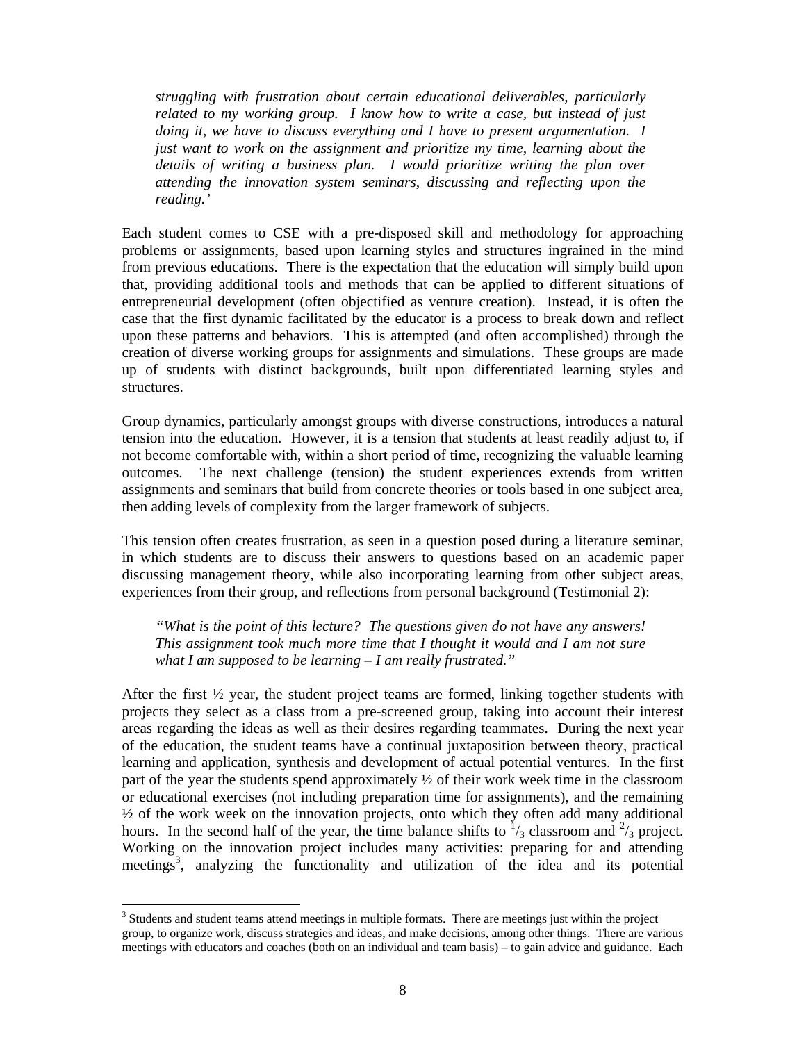*struggling with frustration about certain educational deliverables, particularly related to my working group. I know how to write a case, but instead of just doing it, we have to discuss everything and I have to present argumentation. I just want to work on the assignment and prioritize my time, learning about the details of writing a business plan. I would prioritize writing the plan over attending the innovation system seminars, discussing and reflecting upon the reading.'*

Each student comes to CSE with a pre-disposed skill and methodology for approaching problems or assignments, based upon learning styles and structures ingrained in the mind from previous educations. There is the expectation that the education will simply build upon that, providing additional tools and methods that can be applied to different situations of entrepreneurial development (often objectified as venture creation). Instead, it is often the case that the first dynamic facilitated by the educator is a process to break down and reflect upon these patterns and behaviors. This is attempted (and often accomplished) through the creation of diverse working groups for assignments and simulations. These groups are made up of students with distinct backgrounds, built upon differentiated learning styles and structures.

Group dynamics, particularly amongst groups with diverse constructions, introduces a natural tension into the education. However, it is a tension that students at least readily adjust to, if not become comfortable with, within a short period of time, recognizing the valuable learning outcomes. The next challenge (tension) the student experiences extends from written assignments and seminars that build from concrete theories or tools based in one subject area, then adding levels of complexity from the larger framework of subjects.

This tension often creates frustration, as seen in a question posed during a literature seminar, in which students are to discuss their answers to questions based on an academic paper discussing management theory, while also incorporating learning from other subject areas, experiences from their group, and reflections from personal background (Testimonial 2):

*"What is the point of this lecture? The questions given do not have any answers! This assignment took much more time that I thought it would and I am not sure what I am supposed to be learning – I am really frustrated."*

After the first ½ year, the student project teams are formed, linking together students with projects they select as a class from a pre-screened group, taking into account their interest areas regarding the ideas as well as their desires regarding teammates. During the next year of the education, the student teams have a continual juxtaposition between theory, practical learning and application, synthesis and development of actual potential ventures. In the first part of the year the students spend approximately ½ of their work week time in the classroom or educational exercises (not including preparation time for assignments), and the remaining ½ of the work week on the innovation projects, onto which they often add many additional hours. In the second half of the year, the time balance shifts to $^{1}/_{3}$ classroom and $^{2}/_{3}$ project. Working on the innovation project includes many activities: preparing for and attending meetings[3], analyzing the functionality and utilization of the idea and its potential

[3] Students and student teams attend meetings in multiple formats. There are meetings just within the project group, to organize work, discuss strategies and ideas, and make decisions, among other things. There are various meetings with educators and coaches (both on an individual and team basis) – to gain advice and guidance. Each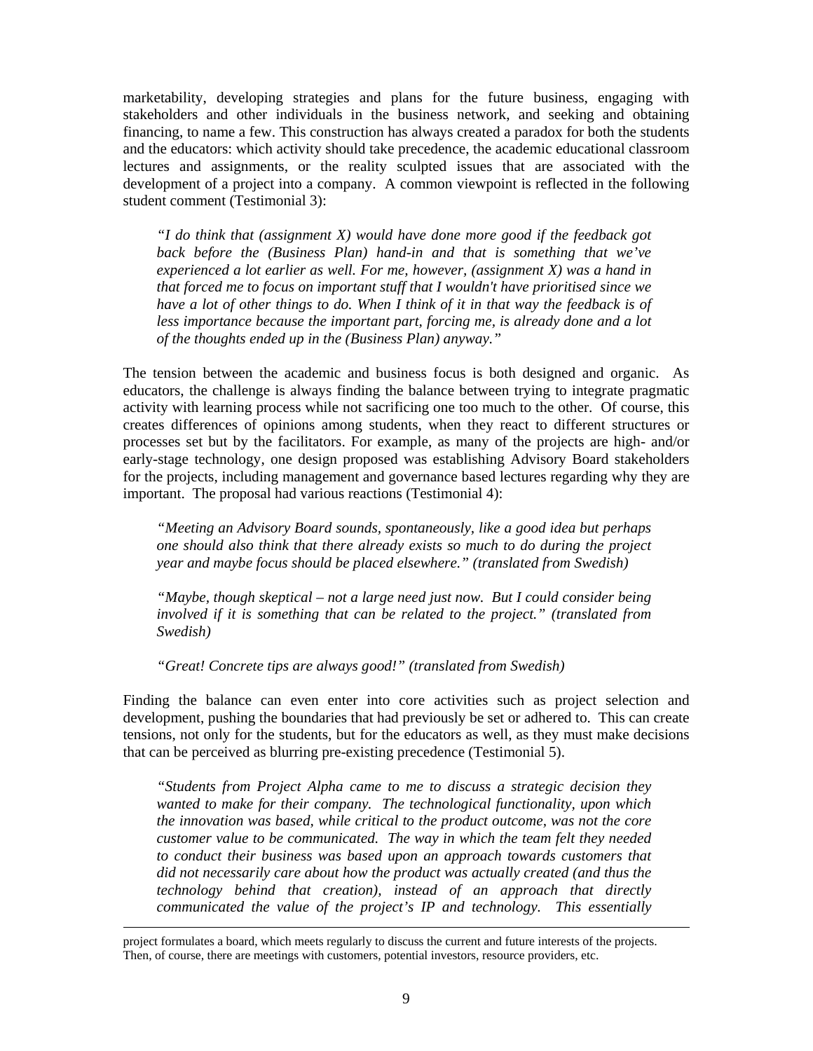marketability, developing strategies and plans for the future business, engaging with stakeholders and other individuals in the business network, and seeking and obtaining financing, to name a few. This construction has always created a paradox for both the students and the educators: which activity should take precedence, the academic educational classroom lectures and assignments, or the reality sculpted issues that are associated with the development of a project into a company. A common viewpoint is reflected in the following student comment (Testimonial 3):

> *"I do think that (assignment X) would have done more good if the feedback got back before the (Business Plan) hand-in and that is something that we've experienced a lot earlier as well. For me, however, (assignment X) was a hand in that forced me to focus on important stuff that I wouldn't have prioritised since we have a lot of other things to do. When I think of it in that way the feedback is of less importance because the important part, forcing me, is already done and a lot of the thoughts ended up in the (Business Plan) anyway."*

The tension between the academic and business focus is both designed and organic. As educators, the challenge is always finding the balance between trying to integrate pragmatic activity with learning process while not sacrificing one too much to the other. Of course, this creates differences of opinions among students, when they react to different structures or processes set but by the facilitators. For example, as many of the projects are high- and/or early-stage technology, one design proposed was establishing Advisory Board stakeholders for the projects, including management and governance based lectures regarding why they are important. The proposal had various reactions (Testimonial 4):

> *"Meeting an Advisory Board sounds, spontaneously, like a good idea but perhaps one should also think that there already exists so much to do during the project year and maybe focus should be placed elsewhere." (translated from Swedish)*
>
> *"Maybe, though skeptical – not a large need just now. But I could consider being involved if it is something that can be related to the project." (translated from Swedish)*
>
> *"Great! Concrete tips are always good!" (translated from Swedish)*

Finding the balance can even enter into core activities such as project selection and development, pushing the boundaries that had previously be set or adhered to. This can create tensions, not only for the students, but for the educators as well, as they must make decisions that can be perceived as blurring pre-existing precedence (Testimonial 5).

> *"Students from Project Alpha came to me to discuss a strategic decision they wanted to make for their company. The technological functionality, upon which the innovation was based, while critical to the product outcome, was not the core customer value to be communicated. The way in which the team felt they needed to conduct their business was based upon an approach towards customers that did not necessarily care about how the product was actually created (and thus the technology behind that creation), instead of an approach that directly communicated the value of the project's IP and technology. This essentially*

---

project formulates a board, which meets regularly to discuss the current and future interests of the projects. Then, of course, there are meetings with customers, potential investors, resource providers, etc.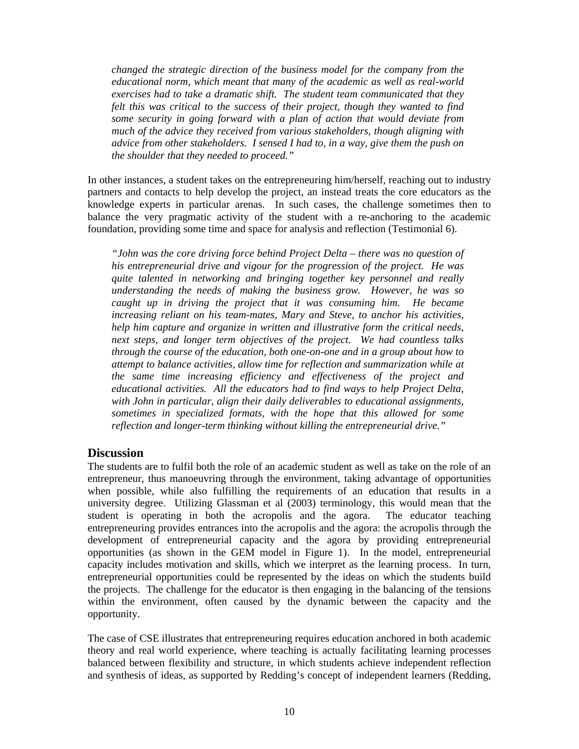*changed the strategic direction of the business model for the company from the educational norm, which meant that many of the academic as well as real-world exercises had to take a dramatic shift. The student team communicated that they felt this was critical to the success of their project, though they wanted to find some security in going forward with a plan of action that would deviate from much of the advice they received from various stakeholders, though aligning with advice from other stakeholders. I sensed I had to, in a way, give them the push on the shoulder that they needed to proceed."*

In other instances, a student takes on the entrepreneuring him/herself, reaching out to industry partners and contacts to help develop the project, an instead treats the core educators as the knowledge experts in particular arenas. In such cases, the challenge sometimes then to balance the very pragmatic activity of the student with a re-anchoring to the academic foundation, providing some time and space for analysis and reflection (Testimonial 6).

*"John was the core driving force behind Project Delta – there was no question of his entrepreneurial drive and vigour for the progression of the project. He was quite talented in networking and bringing together key personnel and really understanding the needs of making the business grow. However, he was so caught up in driving the project that it was consuming him. He became increasing reliant on his team-mates, Mary and Steve, to anchor his activities, help him capture and organize in written and illustrative form the critical needs, next steps, and longer term objectives of the project. We had countless talks through the course of the education, both one-on-one and in a group about how to attempt to balance activities, allow time for reflection and summarization while at the same time increasing efficiency and effectiveness of the project and educational activities. All the educators had to find ways to help Project Delta, with John in particular, align their daily deliverables to educational assignments, sometimes in specialized formats, with the hope that this allowed for some reflection and longer-term thinking without killing the entrepreneurial drive."*

## Discussion

The students are to fulfil both the role of an academic student as well as take on the role of an entrepreneur, thus manoeuvring through the environment, taking advantage of opportunities when possible, while also fulfilling the requirements of an education that results in a university degree. Utilizing Glassman et al (2003) terminology, this would mean that the student is operating in both the acropolis and the agora. The educator teaching entrepreneuring provides entrances into the acropolis and the agora: the acropolis through the development of entrepreneurial capacity and the agora by providing entrepreneurial opportunities (as shown in the GEM model in Figure 1). In the model, entrepreneurial capacity includes motivation and skills, which we interpret as the learning process. In turn, entrepreneurial opportunities could be represented by the ideas on which the students build the projects. The challenge for the educator is then engaging in the balancing of the tensions within the environment, often caused by the dynamic between the capacity and the opportunity.

The case of CSE illustrates that entrepreneuring requires education anchored in both academic theory and real world experience, where teaching is actually facilitating learning processes balanced between flexibility and structure, in which students achieve independent reflection and synthesis of ideas, as supported by Redding's concept of independent learners (Redding,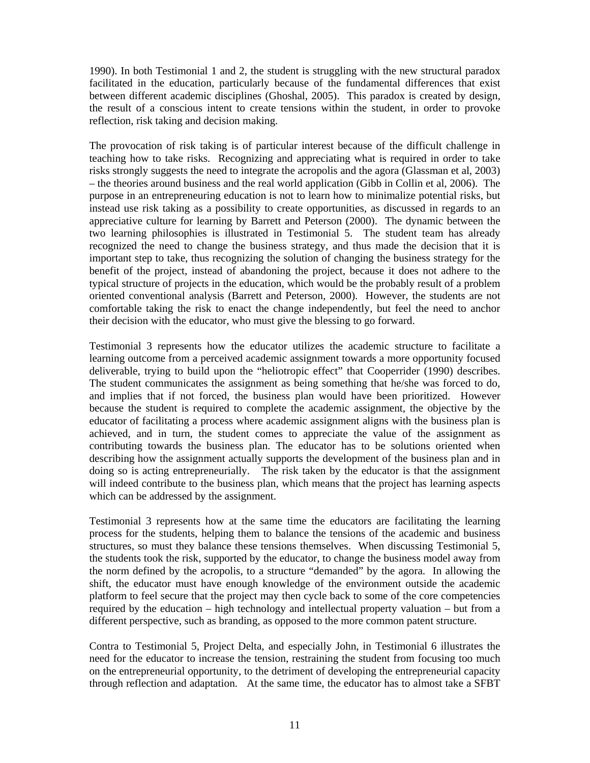1990). In both Testimonial 1 and 2, the student is struggling with the new structural paradox facilitated in the education, particularly because of the fundamental differences that exist between different academic disciplines (Ghoshal, 2005). This paradox is created by design, the result of a conscious intent to create tensions within the student, in order to provoke reflection, risk taking and decision making.

The provocation of risk taking is of particular interest because of the difficult challenge in teaching how to take risks. Recognizing and appreciating what is required in order to take risks strongly suggests the need to integrate the acropolis and the agora (Glassman et al, 2003) – the theories around business and the real world application (Gibb in Collin et al, 2006). The purpose in an entrepreneuring education is not to learn how to minimalize potential risks, but instead use risk taking as a possibility to create opportunities, as discussed in regards to an appreciative culture for learning by Barrett and Peterson (2000). The dynamic between the two learning philosophies is illustrated in Testimonial 5. The student team has already recognized the need to change the business strategy, and thus made the decision that it is important step to take, thus recognizing the solution of changing the business strategy for the benefit of the project, instead of abandoning the project, because it does not adhere to the typical structure of projects in the education, which would be the probably result of a problem oriented conventional analysis (Barrett and Peterson, 2000). However, the students are not comfortable taking the risk to enact the change independently, but feel the need to anchor their decision with the educator, who must give the blessing to go forward.

Testimonial 3 represents how the educator utilizes the academic structure to facilitate a learning outcome from a perceived academic assignment towards a more opportunity focused deliverable, trying to build upon the "heliotropic effect" that Cooperrider (1990) describes. The student communicates the assignment as being something that he/she was forced to do, and implies that if not forced, the business plan would have been prioritized. However because the student is required to complete the academic assignment, the objective by the educator of facilitating a process where academic assignment aligns with the business plan is achieved, and in turn, the student comes to appreciate the value of the assignment as contributing towards the business plan. The educator has to be solutions oriented when describing how the assignment actually supports the development of the business plan and in doing so is acting entrepreneurially. The risk taken by the educator is that the assignment will indeed contribute to the business plan, which means that the project has learning aspects which can be addressed by the assignment.

Testimonial 3 represents how at the same time the educators are facilitating the learning process for the students, helping them to balance the tensions of the academic and business structures, so must they balance these tensions themselves. When discussing Testimonial 5, the students took the risk, supported by the educator, to change the business model away from the norm defined by the acropolis, to a structure "demanded" by the agora. In allowing the shift, the educator must have enough knowledge of the environment outside the academic platform to feel secure that the project may then cycle back to some of the core competencies required by the education – high technology and intellectual property valuation – but from a different perspective, such as branding, as opposed to the more common patent structure.

Contra to Testimonial 5, Project Delta, and especially John, in Testimonial 6 illustrates the need for the educator to increase the tension, restraining the student from focusing too much on the entrepreneurial opportunity, to the detriment of developing the entrepreneurial capacity through reflection and adaptation. At the same time, the educator has to almost take a SFBT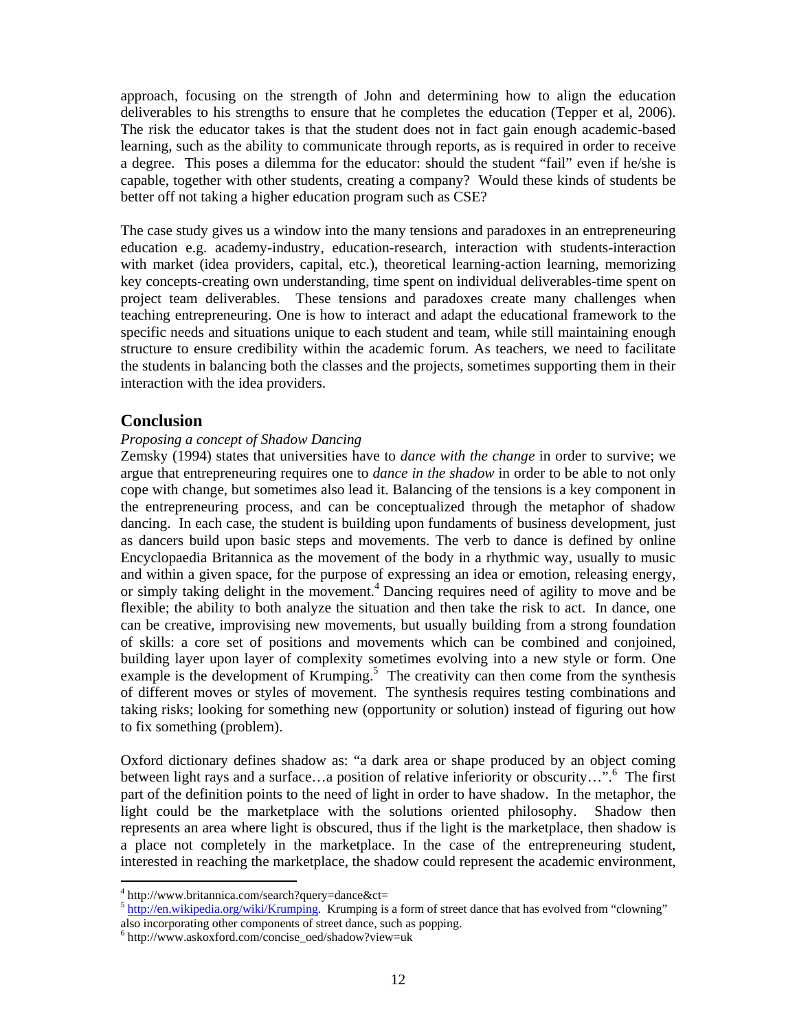approach, focusing on the strength of John and determining how to align the education deliverables to his strengths to ensure that he completes the education (Tepper et al, 2006). The risk the educator takes is that the student does not in fact gain enough academic-based learning, such as the ability to communicate through reports, as is required in order to receive a degree. This poses a dilemma for the educator: should the student "fail" even if he/she is capable, together with other students, creating a company? Would these kinds of students be better off not taking a higher education program such as CSE?

The case study gives us a window into the many tensions and paradoxes in an entrepreneuring education e.g. academy-industry, education-research, interaction with students-interaction with market (idea providers, capital, etc.), theoretical learning-action learning, memorizing key concepts-creating own understanding, time spent on individual deliverables-time spent on project team deliverables. These tensions and paradoxes create many challenges when teaching entrepreneuring. One is how to interact and adapt the educational framework to the specific needs and situations unique to each student and team, while still maintaining enough structure to ensure credibility within the academic forum. As teachers, we need to facilitate the students in balancing both the classes and the projects, sometimes supporting them in their interaction with the idea providers.

## Conclusion

*Proposing a concept of Shadow Dancing*

Zemsky (1994) states that universities have to *dance with the change* in order to survive; we argue that entrepreneuring requires one to *dance in the shadow* in order to be able to not only cope with change, but sometimes also lead it. Balancing of the tensions is a key component in the entrepreneuring process, and can be conceptualized through the metaphor of shadow dancing. In each case, the student is building upon fundaments of business development, just as dancers build upon basic steps and movements. The verb to dance is defined by online Encyclopaedia Britannica as the movement of the body in a rhythmic way, usually to music and within a given space, for the purpose of expressing an idea or emotion, releasing energy, or simply taking delight in the movement.[4] Dancing requires need of agility to move and be flexible; the ability to both analyze the situation and then take the risk to act. In dance, one can be creative, improvising new movements, but usually building from a strong foundation of skills: a core set of positions and movements which can be combined and conjoined, building layer upon layer of complexity sometimes evolving into a new style or form. One example is the development of Krumping.[5] The creativity can then come from the synthesis of different moves or styles of movement. The synthesis requires testing combinations and taking risks; looking for something new (opportunity or solution) instead of figuring out how to fix something (problem).

Oxford dictionary defines shadow as: "a dark area or shape produced by an object coming between light rays and a surface…a position of relative inferiority or obscurity…".[6] The first part of the definition points to the need of light in order to have shadow. In the metaphor, the light could be the marketplace with the solutions oriented philosophy. Shadow then represents an area where light is obscured, thus if the light is the marketplace, then shadow is a place not completely in the marketplace. In the case of the entrepreneuring student, interested in reaching the marketplace, the shadow could represent the academic environment,

---

[4] http://www.britannica.com/search?query=dance&ct=

[5] http://en.wikipedia.org/wiki/Krumping. Krumping is a form of street dance that has evolved from "clowning" also incorporating other components of street dance, such as popping.

[6] http://www.askoxford.com/concise_oed/shadow?view=uk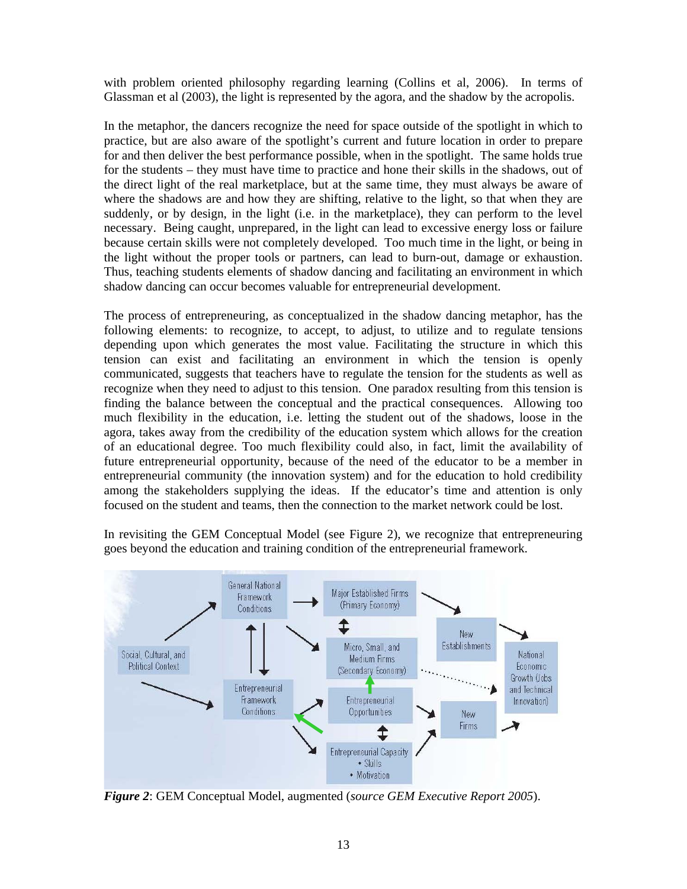with problem oriented philosophy regarding learning (Collins et al, 2006). In terms of Glassman et al (2003), the light is represented by the agora, and the shadow by the acropolis.

In the metaphor, the dancers recognize the need for space outside of the spotlight in which to practice, but are also aware of the spotlight's current and future location in order to prepare for and then deliver the best performance possible, when in the spotlight. The same holds true for the students – they must have time to practice and hone their skills in the shadows, out of the direct light of the real marketplace, but at the same time, they must always be aware of where the shadows are and how they are shifting, relative to the light, so that when they are suddenly, or by design, in the light (i.e. in the marketplace), they can perform to the level necessary. Being caught, unprepared, in the light can lead to excessive energy loss or failure because certain skills were not completely developed. Too much time in the light, or being in the light without the proper tools or partners, can lead to burn-out, damage or exhaustion. Thus, teaching students elements of shadow dancing and facilitating an environment in which shadow dancing can occur becomes valuable for entrepreneurial development.

The process of entrepreneuring, as conceptualized in the shadow dancing metaphor, has the following elements: to recognize, to accept, to adjust, to utilize and to regulate tensions depending upon which generates the most value. Facilitating the structure in which this tension can exist and facilitating an environment in which the tension is openly communicated, suggests that teachers have to regulate the tension for the students as well as recognize when they need to adjust to this tension. One paradox resulting from this tension is finding the balance between the conceptual and the practical consequences. Allowing too much flexibility in the education, i.e. letting the student out of the shadows, loose in the agora, takes away from the credibility of the education system which allows for the creation of an educational degree. Too much flexibility could also, in fact, limit the availability of future entrepreneurial opportunity, because of the need of the educator to be a member in entrepreneurial community (the innovation system) and for the education to hold credibility among the stakeholders supplying the ideas. If the educator's time and attention is only focused on the student and teams, then the connection to the market network could be lost.

In revisiting the GEM Conceptual Model (see Figure 2), we recognize that entrepreneuring goes beyond the education and training condition of the entrepreneurial framework.

*Figure 2*: GEM Conceptual Model, augmented (*source GEM Executive Report 2005*).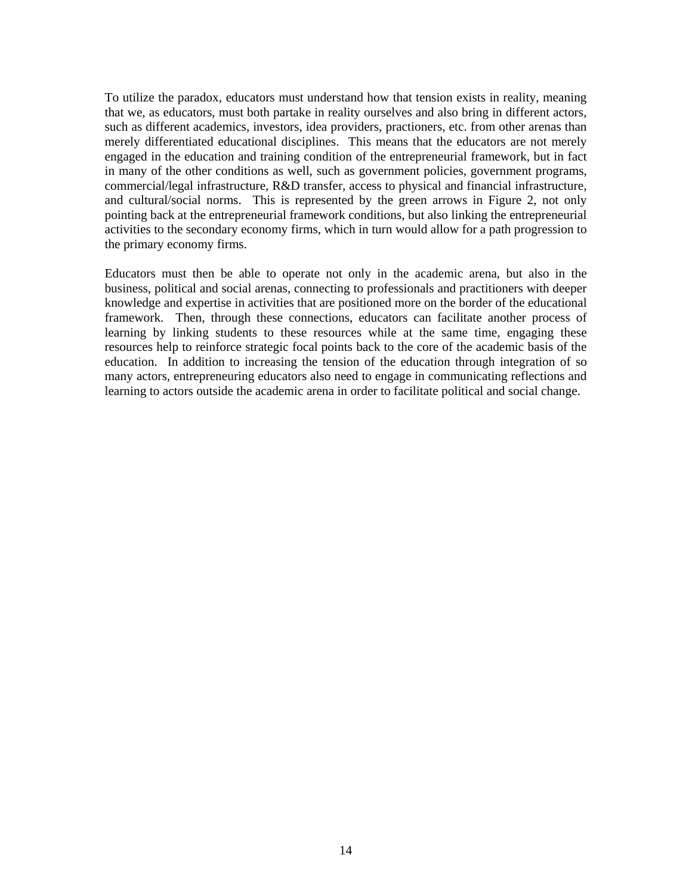To utilize the paradox, educators must understand how that tension exists in reality, meaning that we, as educators, must both partake in reality ourselves and also bring in different actors, such as different academics, investors, idea providers, practioners, etc. from other arenas than merely differentiated educational disciplines. This means that the educators are not merely engaged in the education and training condition of the entrepreneurial framework, but in fact in many of the other conditions as well, such as government policies, government programs, commercial/legal infrastructure, R&D transfer, access to physical and financial infrastructure, and cultural/social norms. This is represented by the green arrows in Figure 2, not only pointing back at the entrepreneurial framework conditions, but also linking the entrepreneurial activities to the secondary economy firms, which in turn would allow for a path progression to the primary economy firms.

Educators must then be able to operate not only in the academic arena, but also in the business, political and social arenas, connecting to professionals and practitioners with deeper knowledge and expertise in activities that are positioned more on the border of the educational framework. Then, through these connections, educators can facilitate another process of learning by linking students to these resources while at the same time, engaging these resources help to reinforce strategic focal points back to the core of the academic basis of the education. In addition to increasing the tension of the education through integration of so many actors, entrepreneuring educators also need to engage in communicating reflections and learning to actors outside the academic arena in order to facilitate political and social change.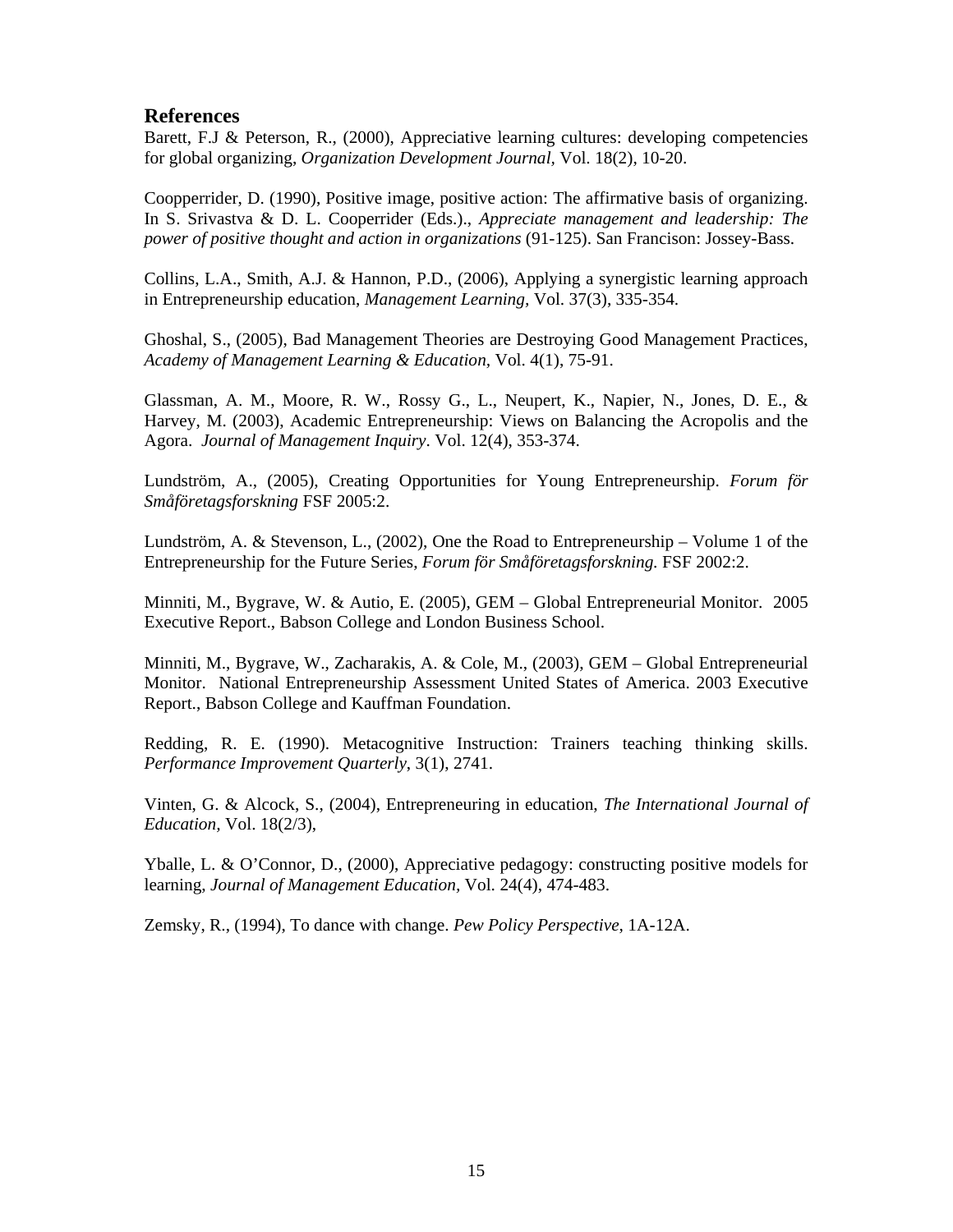## References

Barett, F.J & Peterson, R., (2000), Appreciative learning cultures: developing competencies for global organizing, *Organization Development Journal,* Vol. 18(2), 10-20.

Coopperrider, D. (1990), Positive image, positive action: The affirmative basis of organizing. In S. Srivastva & D. L. Cooperrider (Eds.)., *Appreciate management and leadership: The power of positive thought and action in organizations* (91-125). San Francison: Jossey-Bass.

Collins, L.A., Smith, A.J. & Hannon, P.D., (2006), Applying a synergistic learning approach in Entrepreneurship education, *Management Learning,* Vol. 37(3), 335-354.

Ghoshal, S., (2005), Bad Management Theories are Destroying Good Management Practices, *Academy of Management Learning & Education,* Vol. 4(1), 75-91.

Glassman, A. M., Moore, R. W., Rossy G., L., Neupert, K., Napier, N., Jones, D. E., & Harvey, M. (2003), Academic Entrepreneurship: Views on Balancing the Acropolis and the Agora. *Journal of Management Inquiry*. Vol. 12(4), 353-374.

Lundström, A., (2005), Creating Opportunities for Young Entrepreneurship. *Forum för Småföretagsforskning* FSF 2005:2.

Lundström, A. & Stevenson, L., (2002), One the Road to Entrepreneurship – Volume 1 of the Entrepreneurship for the Future Series, *Forum för Småföretagsforskning.* FSF 2002:2.

Minniti, M., Bygrave, W. & Autio, E. (2005), GEM – Global Entrepreneurial Monitor. 2005 Executive Report., Babson College and London Business School.

Minniti, M., Bygrave, W., Zacharakis, A. & Cole, M., (2003), GEM – Global Entrepreneurial Monitor. National Entrepreneurship Assessment United States of America. 2003 Executive Report., Babson College and Kauffman Foundation.

Redding, R. E. (1990). Metacognitive Instruction: Trainers teaching thinking skills. *Performance Improvement Quarterly*, 3(1), 2741.

Vinten, G. & Alcock, S., (2004), Entrepreneuring in education, *The International Journal of Education,* Vol. 18(2/3),

Yballe, L. & O'Connor, D., (2000), Appreciative pedagogy: constructing positive models for learning, *Journal of Management Education,* Vol. 24(4), 474-483.

Zemsky, R., (1994), To dance with change. *Pew Policy Perspective*, 1A-12A.